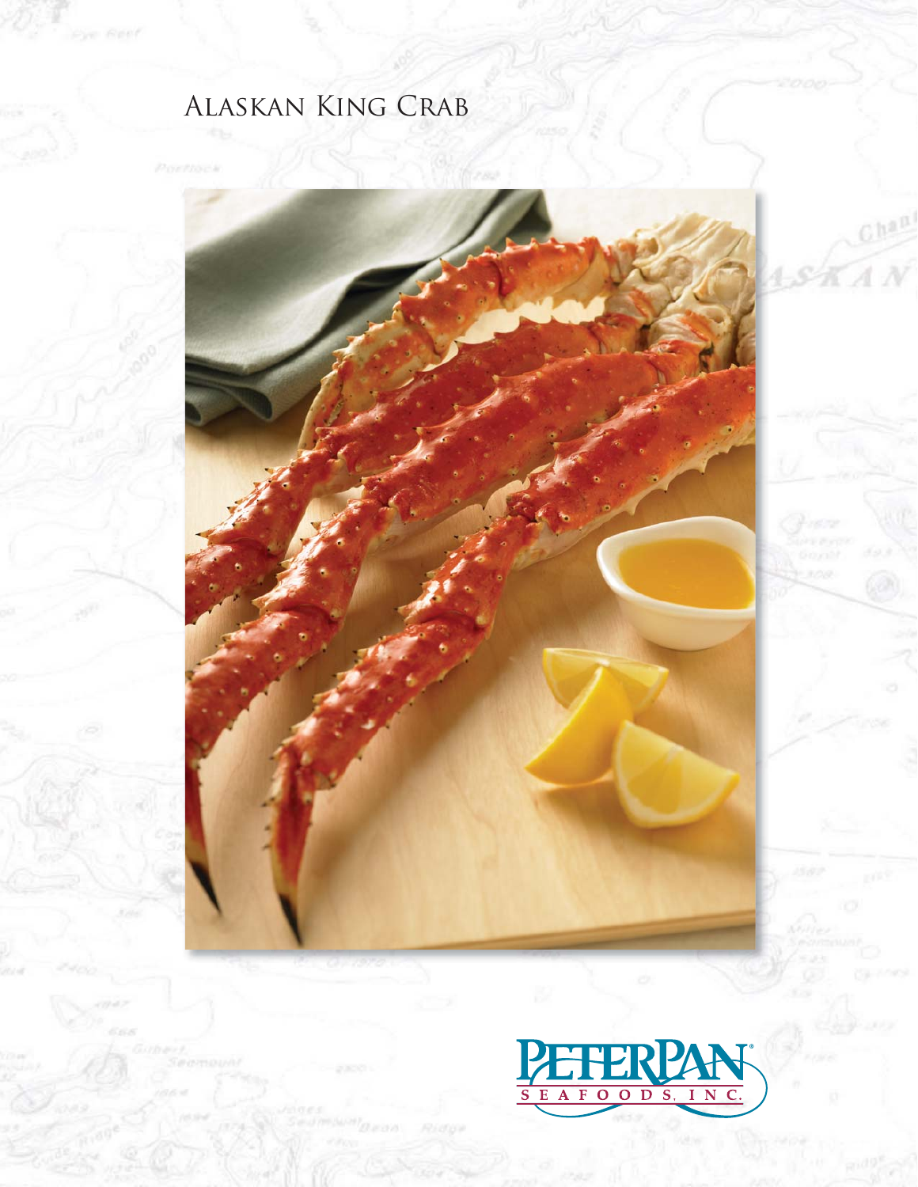# Alaskan King Crab

PETERPAN®
SEAFOODS, INC.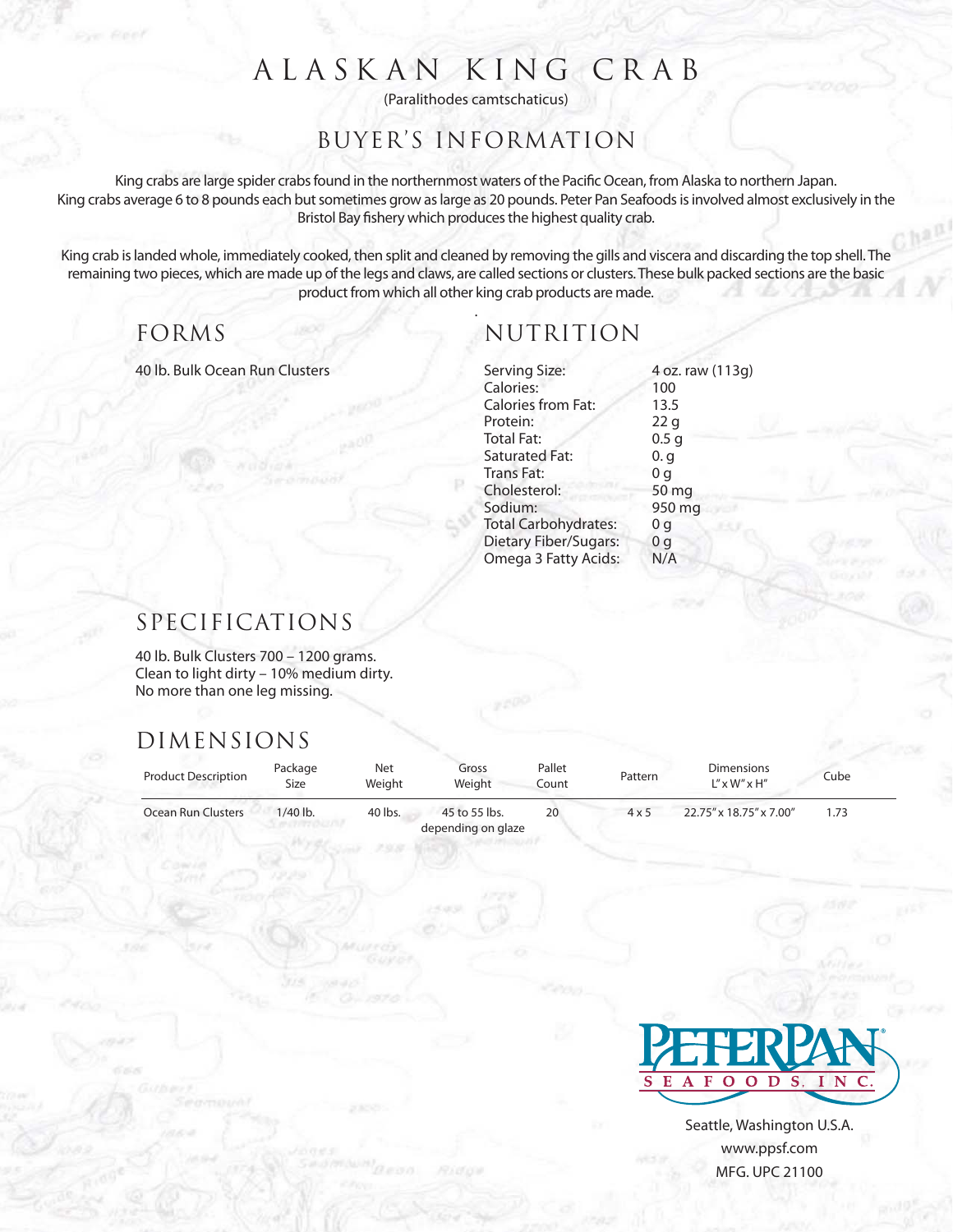# ALASKAN KING CRAB

(Paralithodes camtschaticus)

## BUYER'S INFORMATION

King crabs are large spider crabs found in the northernmost waters of the Pacific Ocean, from Alaska to northern Japan. King crabs average 6 to 8 pounds each but sometimes grow as large as 20 pounds. Peter Pan Seafoods is involved almost exclusively in the Bristol Bay fishery which produces the highest quality crab.

King crab is landed whole, immediately cooked, then split and cleaned by removing the gills and viscera and discarding the top shell. The remaining two pieces, which are made up of the legs and claws, are called sections or clusters. These bulk packed sections are the basic product from which all other king crab products are made.

## FORMS

40 lb. Bulk Ocean Run Clusters

## NUTRITION

| | |
|---|---|
| Serving Size: | 4 oz. raw (113g) |
| Calories: | 100 |
| Calories from Fat: | 13.5 |
| Protein: | 22 g |
| Total Fat: | 0.5 g |
| Saturated Fat: | 0. g |
| Trans Fat: | 0 g |
| Cholesterol: | 50 mg |
| Sodium: | 950 mg |
| Total Carbohydrates: | 0 g |
| Dietary Fiber/Sugars: | 0 g |
| Omega 3 Fatty Acids: | N/A |

## SPECIFICATIONS

40 lb. Bulk Clusters 700 – 1200 grams.
Clean to light dirty – 10% medium dirty.
No more than one leg missing.

## DIMENSIONS

| Product Description | Package Size | Net Weight | Gross Weight | Pallet Count | Pattern | Dimensions L" x W" x H" | Cube |
|---|---|---|---|---|---|---|---|
| Ocean Run Clusters | 1/40 lb. | 40 lbs. | 45 to 55 lbs. depending on glaze | 20 | 4 x 5 | 22.75" x 18.75" x 7.00" | 1.73 |

PETERPAN SEAFOODS, INC.

Seattle, Washington U.S.A.
www.ppsf.com
MFG. UPC 21100